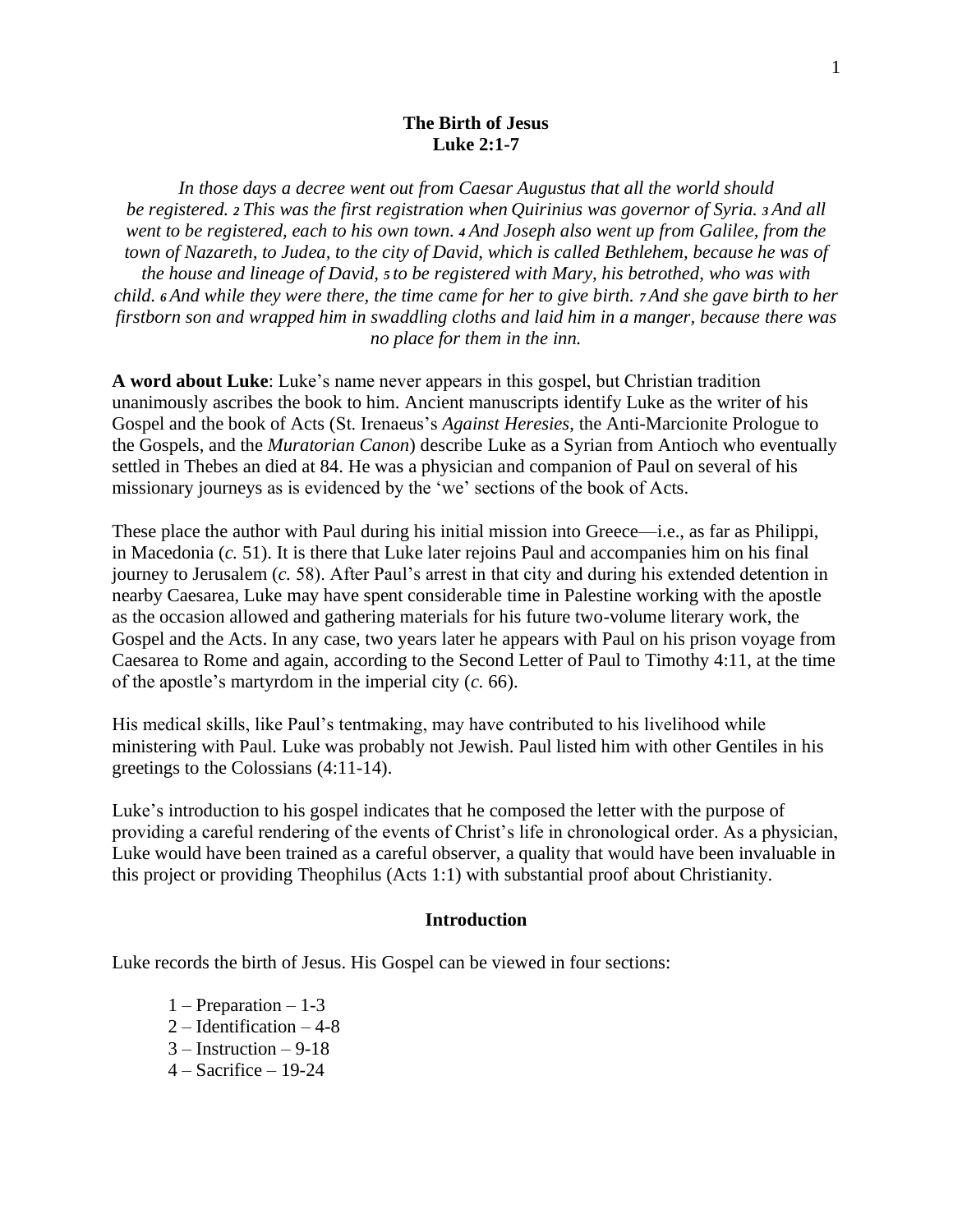**The Birth of Jesus**
**Luke 2:1-7**

*In those days a decree went out from Caesar Augustus that all the world should be registered.* ***2*** *This was the first registration when Quirinius was governor of Syria.* ***3*** *And all went to be registered, each to his own town.* ***4*** *And Joseph also went up from Galilee, from the town of Nazareth, to Judea, to the city of David, which is called Bethlehem, because he was of the house and lineage of David,* ***5*** *to be registered with Mary, his betrothed, who was with child.* ***6*** *And while they were there, the time came for her to give birth.* ***7*** *And she gave birth to her firstborn son and wrapped him in swaddling cloths and laid him in a manger, because there was no place for them in the inn.*

**A word about Luke**: Luke's name never appears in this gospel, but Christian tradition unanimously ascribes the book to him. Ancient manuscripts identify Luke as the writer of his Gospel and the book of Acts (St. Irenaeus's *Against Heresies*, the Anti-Marcionite Prologue to the Gospels, and the *Muratorian Canon*) describe Luke as a Syrian from Antioch who eventually settled in Thebes an died at 84. He was a physician and companion of Paul on several of his missionary journeys as is evidenced by the 'we' sections of the book of Acts.

These place the author with Paul during his initial mission into Greece—i.e., as far as Philippi, in Macedonia (*c.* 51). It is there that Luke later rejoins Paul and accompanies him on his final journey to Jerusalem (*c.* 58). After Paul's arrest in that city and during his extended detention in nearby Caesarea, Luke may have spent considerable time in Palestine working with the apostle as the occasion allowed and gathering materials for his future two-volume literary work, the Gospel and the Acts. In any case, two years later he appears with Paul on his prison voyage from Caesarea to Rome and again, according to the Second Letter of Paul to Timothy 4:11, at the time of the apostle's martyrdom in the imperial city (*c.* 66).

His medical skills, like Paul's tentmaking, may have contributed to his livelihood while ministering with Paul. Luke was probably not Jewish. Paul listed him with other Gentiles in his greetings to the Colossians (4:11-14).

Luke's introduction to his gospel indicates that he composed the letter with the purpose of providing a careful rendering of the events of Christ's life in chronological order. As a physician, Luke would have been trained as a careful observer, a quality that would have been invaluable in this project or providing Theophilus (Acts 1:1) with substantial proof about Christianity.

## Introduction

Luke records the birth of Jesus. His Gospel can be viewed in four sections:

1 – Preparation – 1-3
2 – Identification – 4-8
3 – Instruction – 9-18
4 – Sacrifice – 19-24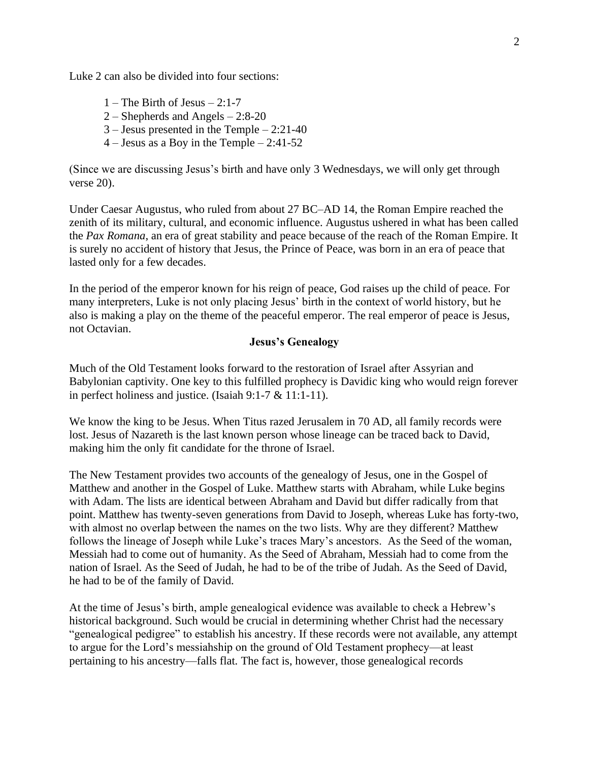Luke 2 can also be divided into four sections:

1 – The Birth of Jesus – 2:1-7
2 – Shepherds and Angels – 2:8-20
3 – Jesus presented in the Temple – 2:21-40
4 – Jesus as a Boy in the Temple – 2:41-52

(Since we are discussing Jesus's birth and have only 3 Wednesdays, we will only get through verse 20).

Under Caesar Augustus, who ruled from about 27 BC–AD 14, the Roman Empire reached the zenith of its military, cultural, and economic influence. Augustus ushered in what has been called the *Pax Romana*, an era of great stability and peace because of the reach of the Roman Empire. It is surely no accident of history that Jesus, the Prince of Peace, was born in an era of peace that lasted only for a few decades.

In the period of the emperor known for his reign of peace, God raises up the child of peace. For many interpreters, Luke is not only placing Jesus' birth in the context of world history, but he also is making a play on the theme of the peaceful emperor. The real emperor of peace is Jesus, not Octavian.

**Jesus's Genealogy**

Much of the Old Testament looks forward to the restoration of Israel after Assyrian and Babylonian captivity. One key to this fulfilled prophecy is Davidic king who would reign forever in perfect holiness and justice. (Isaiah 9:1-7 & 11:1-11).

We know the king to be Jesus. When Titus razed Jerusalem in 70 AD, all family records were lost. Jesus of Nazareth is the last known person whose lineage can be traced back to David, making him the only fit candidate for the throne of Israel.

The New Testament provides two accounts of the genealogy of Jesus, one in the Gospel of Matthew and another in the Gospel of Luke. Matthew starts with Abraham, while Luke begins with Adam. The lists are identical between Abraham and David but differ radically from that point. Matthew has twenty-seven generations from David to Joseph, whereas Luke has forty-two, with almost no overlap between the names on the two lists. Why are they different? Matthew follows the lineage of Joseph while Luke's traces Mary's ancestors. As the Seed of the woman, Messiah had to come out of humanity. As the Seed of Abraham, Messiah had to come from the nation of Israel. As the Seed of Judah, he had to be of the tribe of Judah. As the Seed of David, he had to be of the family of David.

At the time of Jesus's birth, ample genealogical evidence was available to check a Hebrew's historical background. Such would be crucial in determining whether Christ had the necessary "genealogical pedigree" to establish his ancestry. If these records were not available, any attempt to argue for the Lord's messiahship on the ground of Old Testament prophecy—at least pertaining to his ancestry—falls flat. The fact is, however, those genealogical records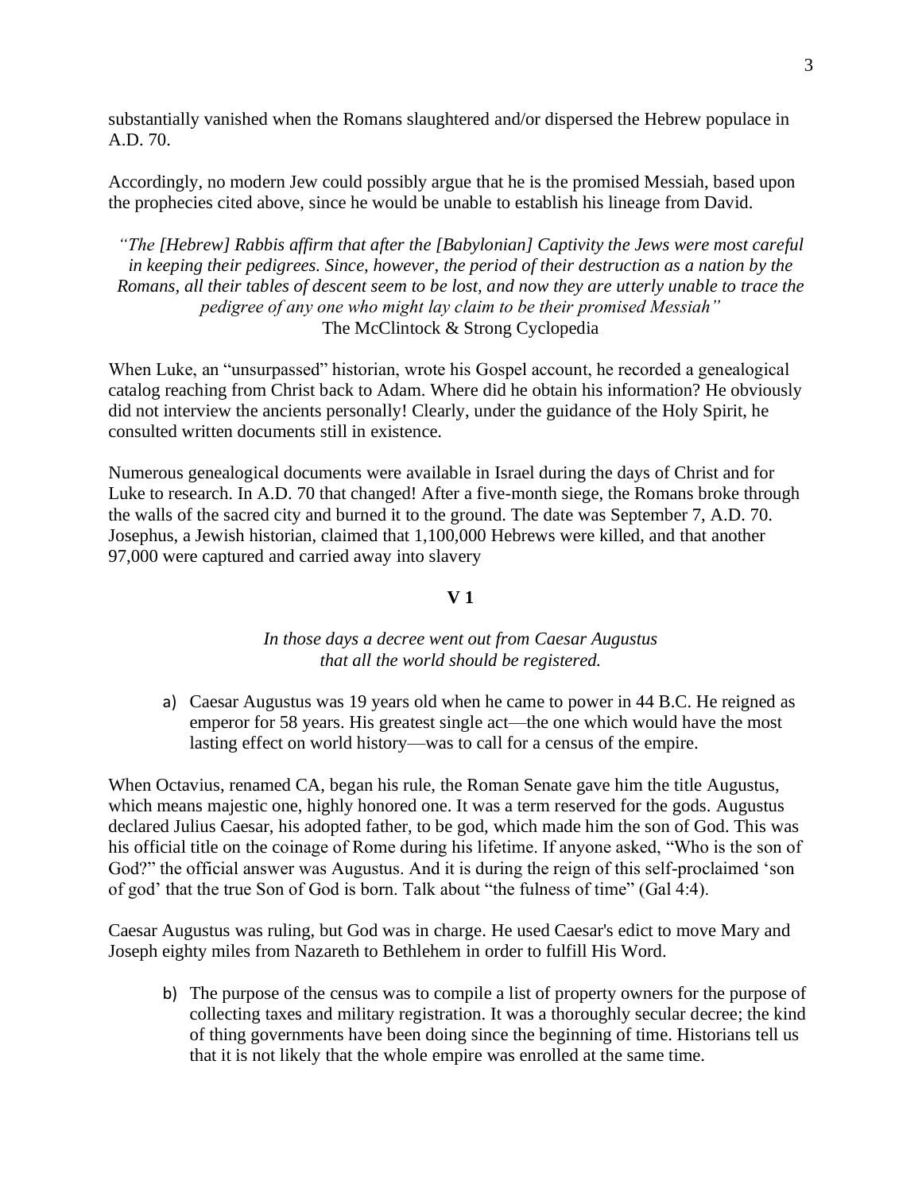substantially vanished when the Romans slaughtered and/or dispersed the Hebrew populace in A.D. 70.

Accordingly, no modern Jew could possibly argue that he is the promised Messiah, based upon the prophecies cited above, since he would be unable to establish his lineage from David.

> *"The [Hebrew] Rabbis affirm that after the [Babylonian] Captivity the Jews were most careful in keeping their pedigrees. Since, however, the period of their destruction as a nation by the Romans, all their tables of descent seem to be lost, and now they are utterly unable to trace the pedigree of any one who might lay claim to be their promised Messiah"*
> The McClintock & Strong Cyclopedia

When Luke, an "unsurpassed" historian, wrote his Gospel account, he recorded a genealogical catalog reaching from Christ back to Adam. Where did he obtain his information? He obviously did not interview the ancients personally! Clearly, under the guidance of the Holy Spirit, he consulted written documents still in existence.

Numerous genealogical documents were available in Israel during the days of Christ and for Luke to research. In A.D. 70 that changed! After a five-month siege, the Romans broke through the walls of the sacred city and burned it to the ground. The date was September 7, A.D. 70. Josephus, a Jewish historian, claimed that 1,100,000 Hebrews were killed, and that another 97,000 were captured and carried away into slavery

**V 1**

*In those days a decree went out from Caesar Augustus that all the world should be registered.*

a) Caesar Augustus was 19 years old when he came to power in 44 B.C. He reigned as emperor for 58 years. His greatest single act—the one which would have the most lasting effect on world history—was to call for a census of the empire.

When Octavius, renamed CA, began his rule, the Roman Senate gave him the title Augustus, which means majestic one, highly honored one. It was a term reserved for the gods. Augustus declared Julius Caesar, his adopted father, to be god, which made him the son of God. This was his official title on the coinage of Rome during his lifetime. If anyone asked, "Who is the son of God?" the official answer was Augustus. And it is during the reign of this self-proclaimed 'son of god' that the true Son of God is born. Talk about "the fulness of time" (Gal 4:4).

Caesar Augustus was ruling, but God was in charge. He used Caesar's edict to move Mary and Joseph eighty miles from Nazareth to Bethlehem in order to fulfill His Word.

b) The purpose of the census was to compile a list of property owners for the purpose of collecting taxes and military registration. It was a thoroughly secular decree; the kind of thing governments have been doing since the beginning of time. Historians tell us that it is not likely that the whole empire was enrolled at the same time.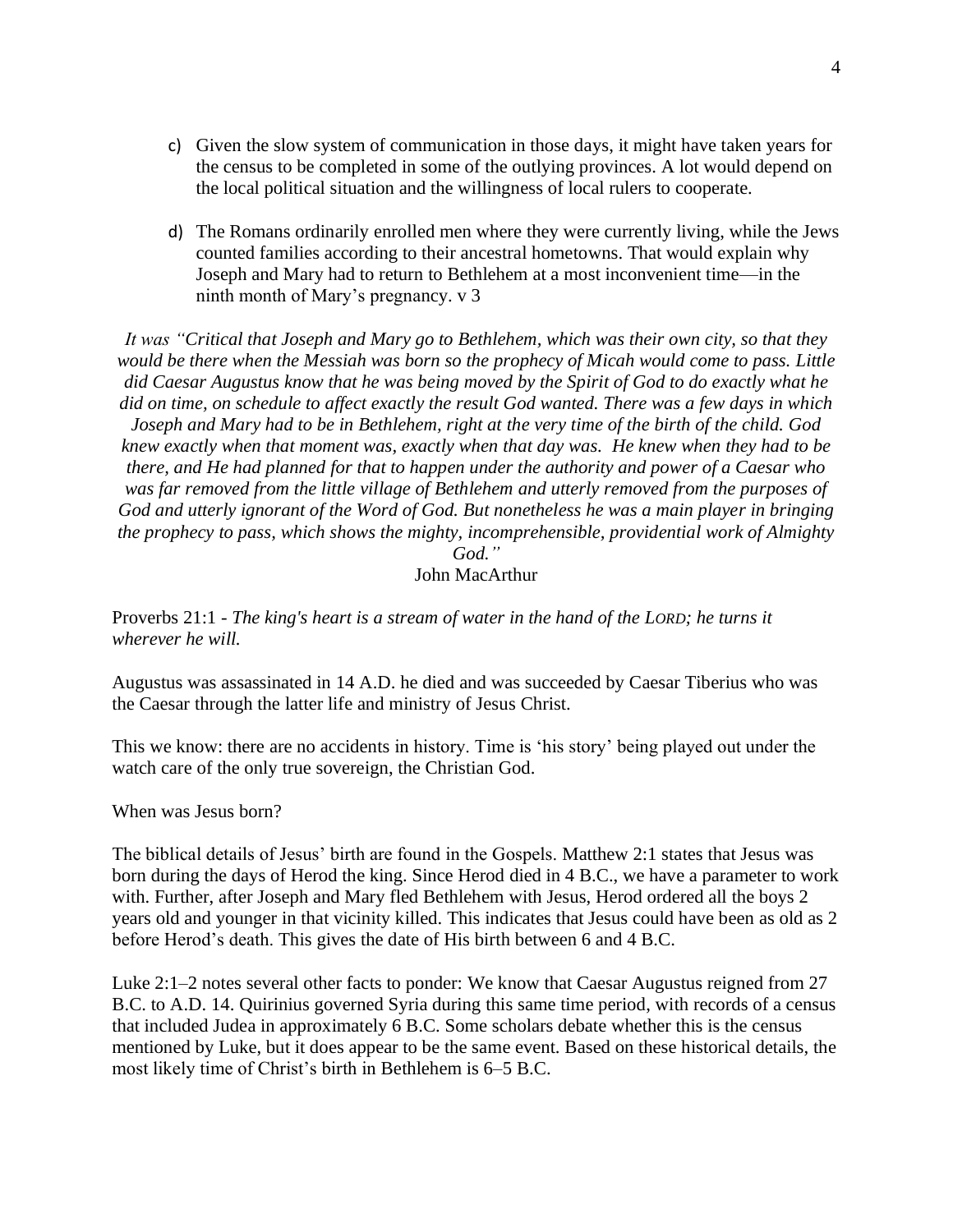c) Given the slow system of communication in those days, it might have taken years for the census to be completed in some of the outlying provinces. A lot would depend on the local political situation and the willingness of local rulers to cooperate.

d) The Romans ordinarily enrolled men where they were currently living, while the Jews counted families according to their ancestral hometowns. That would explain why Joseph and Mary had to return to Bethlehem at a most inconvenient time—in the ninth month of Mary's pregnancy. v 3

*It was "Critical that Joseph and Mary go to Bethlehem, which was their own city, so that they would be there when the Messiah was born so the prophecy of Micah would come to pass. Little did Caesar Augustus know that he was being moved by the Spirit of God to do exactly what he did on time, on schedule to affect exactly the result God wanted. There was a few days in which Joseph and Mary had to be in Bethlehem, right at the very time of the birth of the child. God knew exactly when that moment was, exactly when that day was. He knew when they had to be there, and He had planned for that to happen under the authority and power of a Caesar who was far removed from the little village of Bethlehem and utterly removed from the purposes of God and utterly ignorant of the Word of God. But nonetheless he was a main player in bringing the prophecy to pass, which shows the mighty, incomprehensible, providential work of Almighty God."*

John MacArthur

Proverbs 21:1 - *The king's heart is a stream of water in the hand of the LORD; he turns it wherever he will.*

Augustus was assassinated in 14 A.D. he died and was succeeded by Caesar Tiberius who was the Caesar through the latter life and ministry of Jesus Christ.

This we know: there are no accidents in history. Time is 'his story' being played out under the watch care of the only true sovereign, the Christian God.

When was Jesus born?

The biblical details of Jesus' birth are found in the Gospels. Matthew 2:1 states that Jesus was born during the days of Herod the king. Since Herod died in 4 B.C., we have a parameter to work with. Further, after Joseph and Mary fled Bethlehem with Jesus, Herod ordered all the boys 2 years old and younger in that vicinity killed. This indicates that Jesus could have been as old as 2 before Herod's death. This gives the date of His birth between 6 and 4 B.C.

Luke 2:1–2 notes several other facts to ponder: We know that Caesar Augustus reigned from 27 B.C. to A.D. 14. Quirinius governed Syria during this same time period, with records of a census that included Judea in approximately 6 B.C. Some scholars debate whether this is the census mentioned by Luke, but it does appear to be the same event. Based on these historical details, the most likely time of Christ's birth in Bethlehem is 6–5 B.C.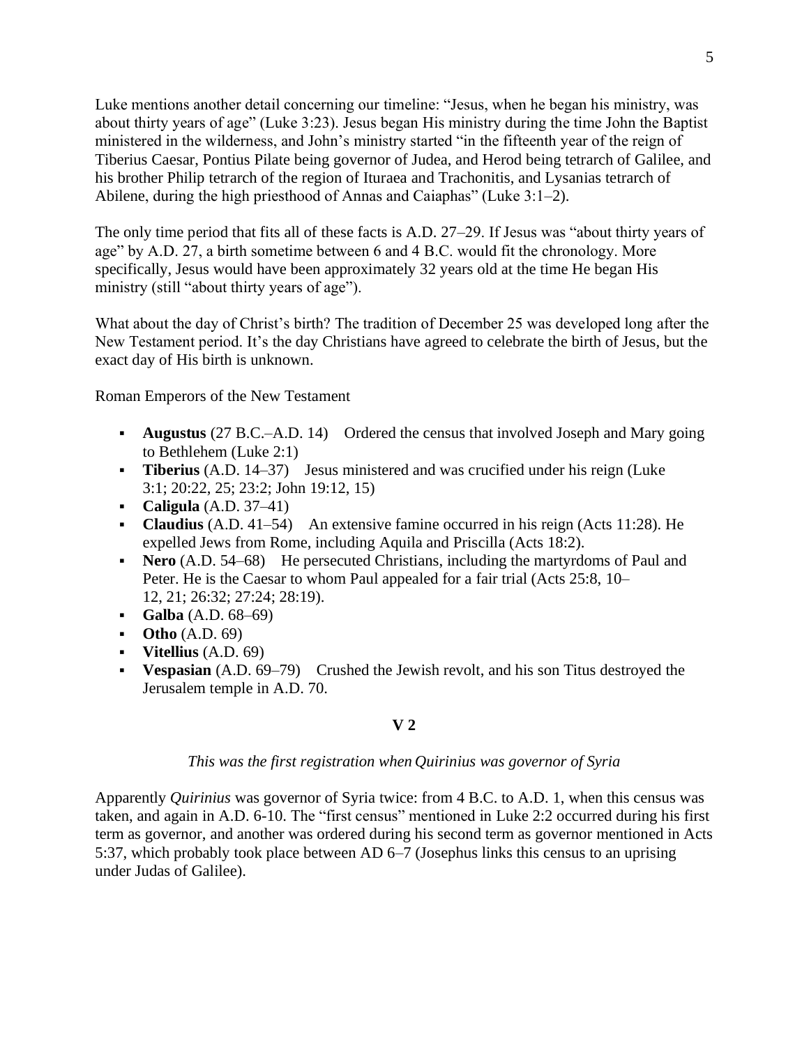Luke mentions another detail concerning our timeline: "Jesus, when he began his ministry, was about thirty years of age" (Luke 3:23). Jesus began His ministry during the time John the Baptist ministered in the wilderness, and John's ministry started "in the fifteenth year of the reign of Tiberius Caesar, Pontius Pilate being governor of Judea, and Herod being tetrarch of Galilee, and his brother Philip tetrarch of the region of Ituraea and Trachonitis, and Lysanias tetrarch of Abilene, during the high priesthood of Annas and Caiaphas" (Luke 3:1–2).

The only time period that fits all of these facts is A.D. 27–29. If Jesus was "about thirty years of age" by A.D. 27, a birth sometime between 6 and 4 B.C. would fit the chronology. More specifically, Jesus would have been approximately 32 years old at the time He began His ministry (still "about thirty years of age").

What about the day of Christ's birth? The tradition of December 25 was developed long after the New Testament period. It's the day Christians have agreed to celebrate the birth of Jesus, but the exact day of His birth is unknown.

Roman Emperors of the New Testament

- **Augustus** (27 B.C.–A.D. 14) Ordered the census that involved Joseph and Mary going to Bethlehem (Luke 2:1)
- **Tiberius** (A.D. 14–37) Jesus ministered and was crucified under his reign (Luke 3:1; 20:22, 25; 23:2; John 19:12, 15)
- **Caligula** (A.D. 37–41)
- **Claudius** (A.D. 41–54) An extensive famine occurred in his reign (Acts 11:28). He expelled Jews from Rome, including Aquila and Priscilla (Acts 18:2).
- **Nero** (A.D. 54–68) He persecuted Christians, including the martyrdoms of Paul and Peter. He is the Caesar to whom Paul appealed for a fair trial (Acts 25:8, 10–12, 21; 26:32; 27:24; 28:19).
- **Galba** (A.D. 68–69)
- **Otho** (A.D. 69)
- **Vitellius** (A.D. 69)
- **Vespasian** (A.D. 69–79) Crushed the Jewish revolt, and his son Titus destroyed the Jerusalem temple in A.D. 70.

## V 2

*This was the first registration when Quirinius was governor of Syria*

Apparently *Quirinius* was governor of Syria twice: from 4 B.C. to A.D. 1, when this census was taken, and again in A.D. 6-10. The "first census" mentioned in Luke 2:2 occurred during his first term as governor, and another was ordered during his second term as governor mentioned in Acts 5:37, which probably took place between AD 6–7 (Josephus links this census to an uprising under Judas of Galilee).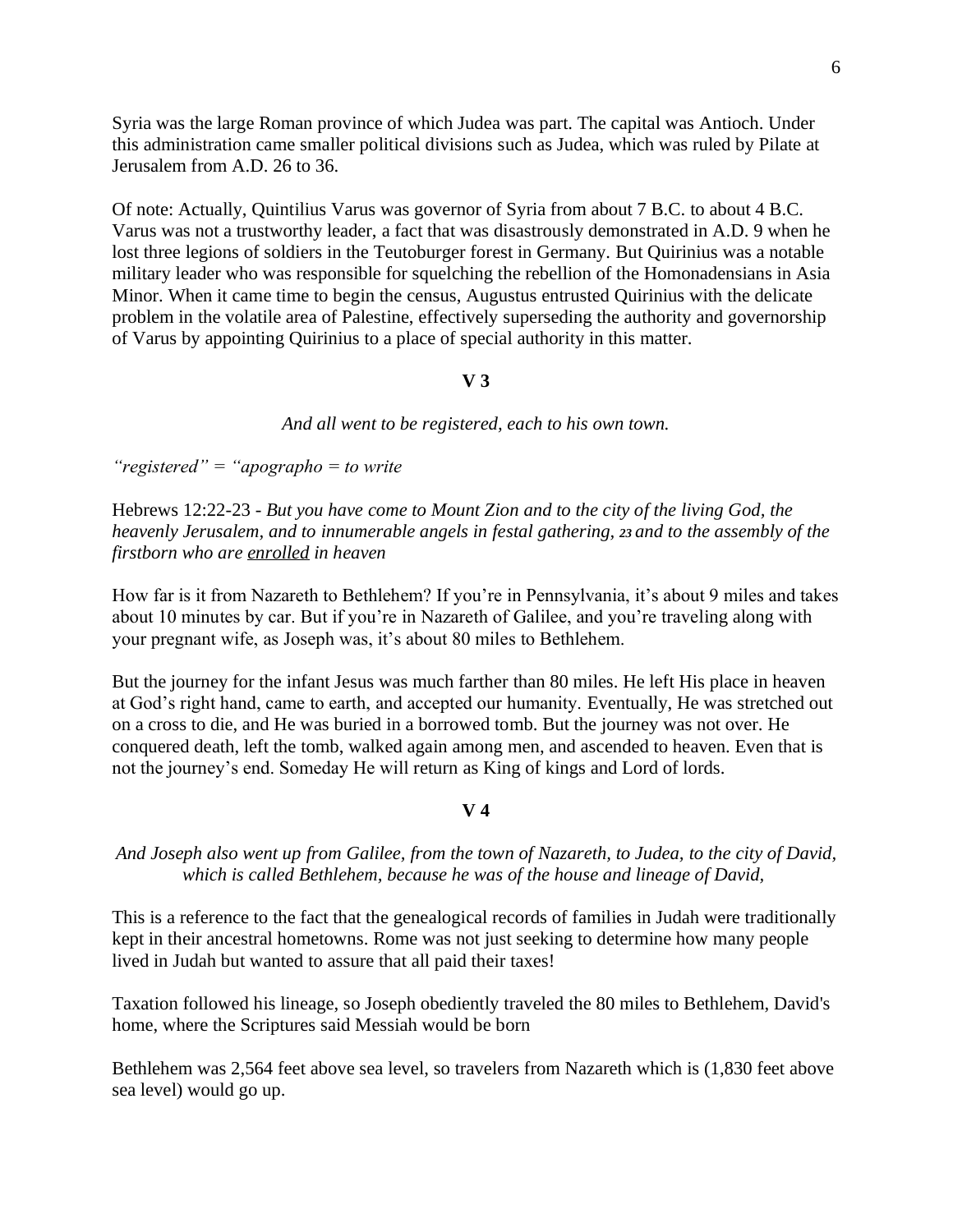Syria was the large Roman province of which Judea was part. The capital was Antioch. Under this administration came smaller political divisions such as Judea, which was ruled by Pilate at Jerusalem from A.D. 26 to 36.

Of note: Actually, Quintilius Varus was governor of Syria from about 7 B.C. to about 4 B.C. Varus was not a trustworthy leader, a fact that was disastrously demonstrated in A.D. 9 when he lost three legions of soldiers in the Teutoburger forest in Germany. But Quirinius was a notable military leader who was responsible for squelching the rebellion of the Homonadensians in Asia Minor. When it came time to begin the census, Augustus entrusted Quirinius with the delicate problem in the volatile area of Palestine, effectively superseding the authority and governorship of Varus by appointing Quirinius to a place of special authority in this matter.

**V 3**

*And all went to be registered, each to his own town.*

*"registered" = "apographo = to write*

Hebrews 12:22-23 - *But you have come to Mount Zion and to the city of the living God, the heavenly Jerusalem, and to innumerable angels in festal gathering,* ***23*** *and to the assembly of the firstborn who are* *<u>enrolled</u>* *in heaven*

How far is it from Nazareth to Bethlehem? If you're in Pennsylvania, it's about 9 miles and takes about 10 minutes by car. But if you're in Nazareth of Galilee, and you're traveling along with your pregnant wife, as Joseph was, it's about 80 miles to Bethlehem.

But the journey for the infant Jesus was much farther than 80 miles. He left His place in heaven at God's right hand, came to earth, and accepted our humanity. Eventually, He was stretched out on a cross to die, and He was buried in a borrowed tomb. But the journey was not over. He conquered death, left the tomb, walked again among men, and ascended to heaven. Even that is not the journey's end. Someday He will return as King of kings and Lord of lords.

**V 4**

*And Joseph also went up from Galilee, from the town of Nazareth, to Judea, to the city of David, which is called Bethlehem, because he was of the house and lineage of David,*

This is a reference to the fact that the genealogical records of families in Judah were traditionally kept in their ancestral hometowns. Rome was not just seeking to determine how many people lived in Judah but wanted to assure that all paid their taxes!

Taxation followed his lineage, so Joseph obediently traveled the 80 miles to Bethlehem, David's home, where the Scriptures said Messiah would be born

Bethlehem was 2,564 feet above sea level, so travelers from Nazareth which is (1,830 feet above sea level) would go up.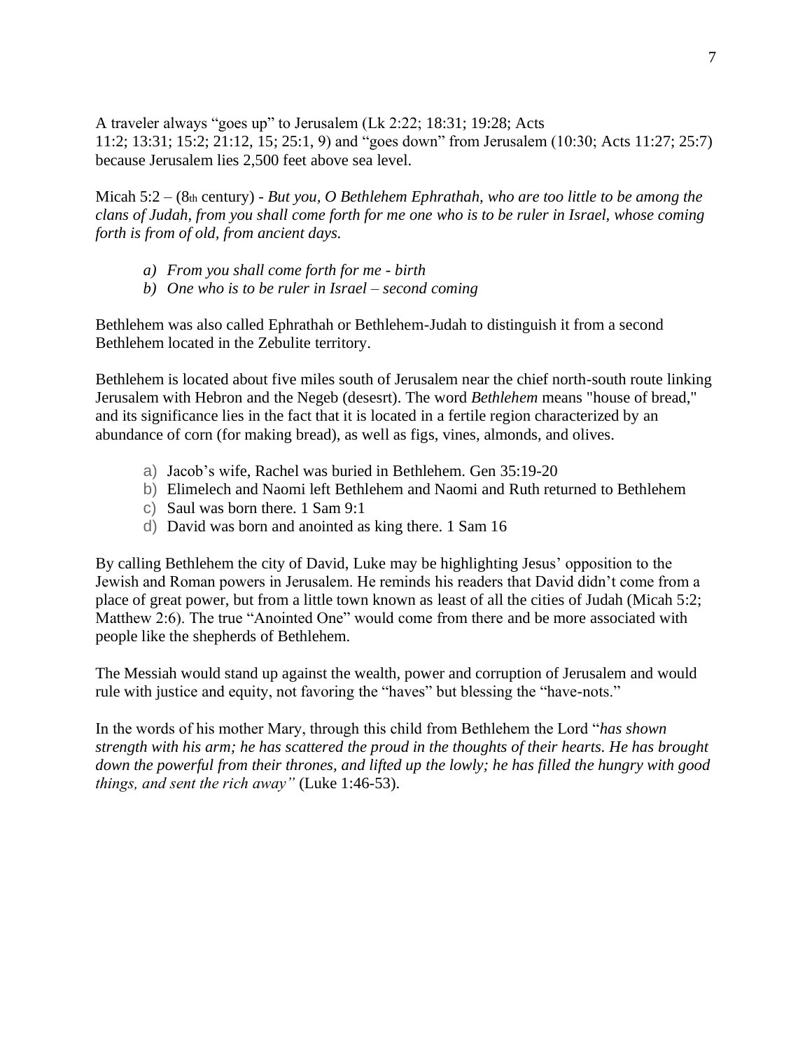A traveler always "goes up" to Jerusalem (Lk 2:22; 18:31; 19:28; Acts 11:2; 13:31; 15:2; 21:12, 15; 25:1, 9) and "goes down" from Jerusalem (10:30; Acts 11:27; 25:7) because Jerusalem lies 2,500 feet above sea level.

Micah 5:2 – (8th century) - *But you, O Bethlehem Ephrathah, who are too little to be among the clans of Judah, from you shall come forth for me one who is to be ruler in Israel, whose coming forth is from of old, from ancient days.*

a) *From you shall come forth for me - birth*
b) *One who is to be ruler in Israel – second coming*

Bethlehem was also called Ephrathah or Bethlehem-Judah to distinguish it from a second Bethlehem located in the Zebulite territory.

Bethlehem is located about five miles south of Jerusalem near the chief north-south route linking Jerusalem with Hebron and the Negeb (desesrt). The word *Bethlehem* means "house of bread," and its significance lies in the fact that it is located in a fertile region characterized by an abundance of corn (for making bread), as well as figs, vines, almonds, and olives.

a) Jacob's wife, Rachel was buried in Bethlehem. Gen 35:19-20
b) Elimelech and Naomi left Bethlehem and Naomi and Ruth returned to Bethlehem
c) Saul was born there. 1 Sam 9:1
d) David was born and anointed as king there. 1 Sam 16

By calling Bethlehem the city of David, Luke may be highlighting Jesus' opposition to the Jewish and Roman powers in Jerusalem. He reminds his readers that David didn't come from a place of great power, but from a little town known as least of all the cities of Judah (Micah 5:2; Matthew 2:6). The true "Anointed One" would come from there and be more associated with people like the shepherds of Bethlehem.

The Messiah would stand up against the wealth, power and corruption of Jerusalem and would rule with justice and equity, not favoring the "haves" but blessing the "have-nots."

In the words of his mother Mary, through this child from Bethlehem the Lord "*has shown strength with his arm; he has scattered the proud in the thoughts of their hearts. He has brought down the powerful from their thrones, and lifted up the lowly; he has filled the hungry with good things, and sent the rich away"* (Luke 1:46-53).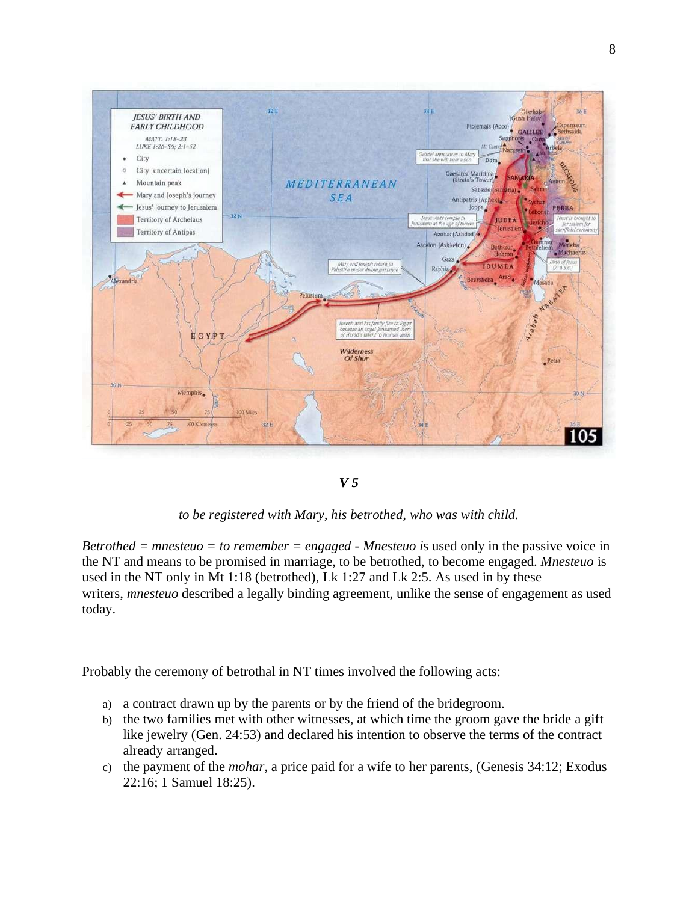***V 5***

*to be registered with Mary, his betrothed, who was with child.*

*Betrothed = mnesteuo = to remember = engaged - Mnesteuo i*s used only in the passive voice in the NT and means to be promised in marriage, to be betrothed, to become engaged. *Mnesteuo* is used in the NT only in Mt 1:18 (betrothed), Lk 1:27 and Lk 2:5. As used in by these writers, *mnesteuo* described a legally binding agreement, unlike the sense of engagement as used today.

Probably the ceremony of betrothal in NT times involved the following acts:

a) a contract drawn up by the parents or by the friend of the bridegroom.
b) the two families met with other witnesses, at which time the groom gave the bride a gift like jewelry (Gen. 24:53) and declared his intention to observe the terms of the contract already arranged.
c) the payment of the *mohar*, a price paid for a wife to her parents, (Genesis 34:12; Exodus 22:16; 1 Samuel 18:25).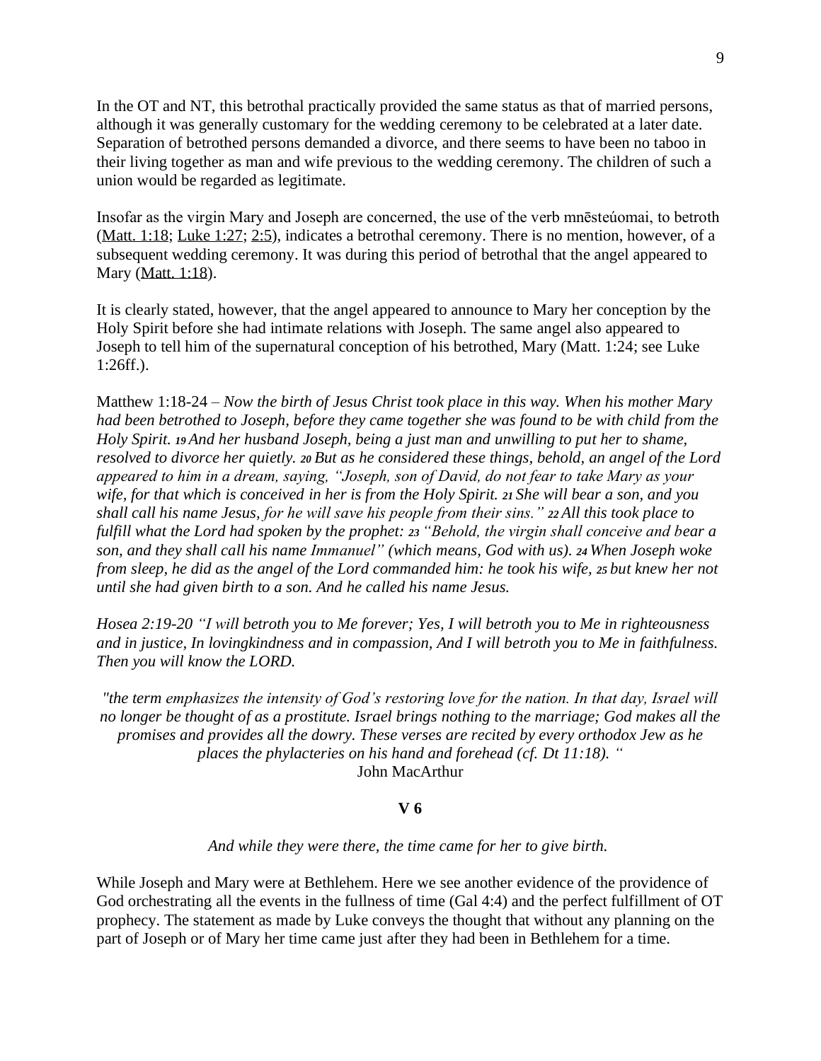In the OT and NT, this betrothal practically provided the same status as that of married persons, although it was generally customary for the wedding ceremony to be celebrated at a later date. Separation of betrothed persons demanded a divorce, and there seems to have been no taboo in their living together as man and wife previous to the wedding ceremony. The children of such a union would be regarded as legitimate.

Insofar as the virgin Mary and Joseph are concerned, the use of the verb mnēsteúomai, to betroth (Matt. 1:18; Luke 1:27; 2:5), indicates a betrothal ceremony. There is no mention, however, of a subsequent wedding ceremony. It was during this period of betrothal that the angel appeared to Mary (Matt. 1:18).

It is clearly stated, however, that the angel appeared to announce to Mary her conception by the Holy Spirit before she had intimate relations with Joseph. The same angel also appeared to Joseph to tell him of the supernatural conception of his betrothed, Mary (Matt. 1:24; see Luke 1:26ff.).

Matthew 1:18-24 – *Now the birth of Jesus Christ took place in this way. When his mother Mary had been betrothed to Joseph, before they came together she was found to be with child from the Holy Spirit. **19** And her husband Joseph, being a just man and unwilling to put her to shame, resolved to divorce her quietly. **20** But as he considered these things, behold, an angel of the Lord appeared to him in a dream, saying, "Joseph, son of David, do not fear to take Mary as your wife, for that which is conceived in her is from the Holy Spirit. **21** She will bear a son, and you shall call his name Jesus, for he will save his people from their sins." **22** All this took place to fulfill what the Lord had spoken by the prophet: **23** "Behold, the virgin shall conceive and bear a son, and they shall call his name Immanuel" (which means, God with us). **24** When Joseph woke from sleep, he did as the angel of the Lord commanded him: he took his wife, **25** but knew her not until she had given birth to a son. And he called his name Jesus.*

*Hosea 2:19-20 "I will betroth you to Me forever; Yes, I will betroth you to Me in righteousness and in justice, In lovingkindness and in compassion, And I will betroth you to Me in faithfulness. Then you will know the LORD.*

*"the term emphasizes the intensity of God's restoring love for the nation. In that day, Israel will no longer be thought of as a prostitute. Israel brings nothing to the marriage; God makes all the promises and provides all the dowry. These verses are recited by every orthodox Jew as he places the phylacteries on his hand and forehead (cf. Dt 11:18). "*
John MacArthur

**V 6**

*And while they were there, the time came for her to give birth.*

While Joseph and Mary were at Bethlehem. Here we see another evidence of the providence of God orchestrating all the events in the fullness of time (Gal 4:4) and the perfect fulfillment of OT prophecy. The statement as made by Luke conveys the thought that without any planning on the part of Joseph or of Mary her time came just after they had been in Bethlehem for a time.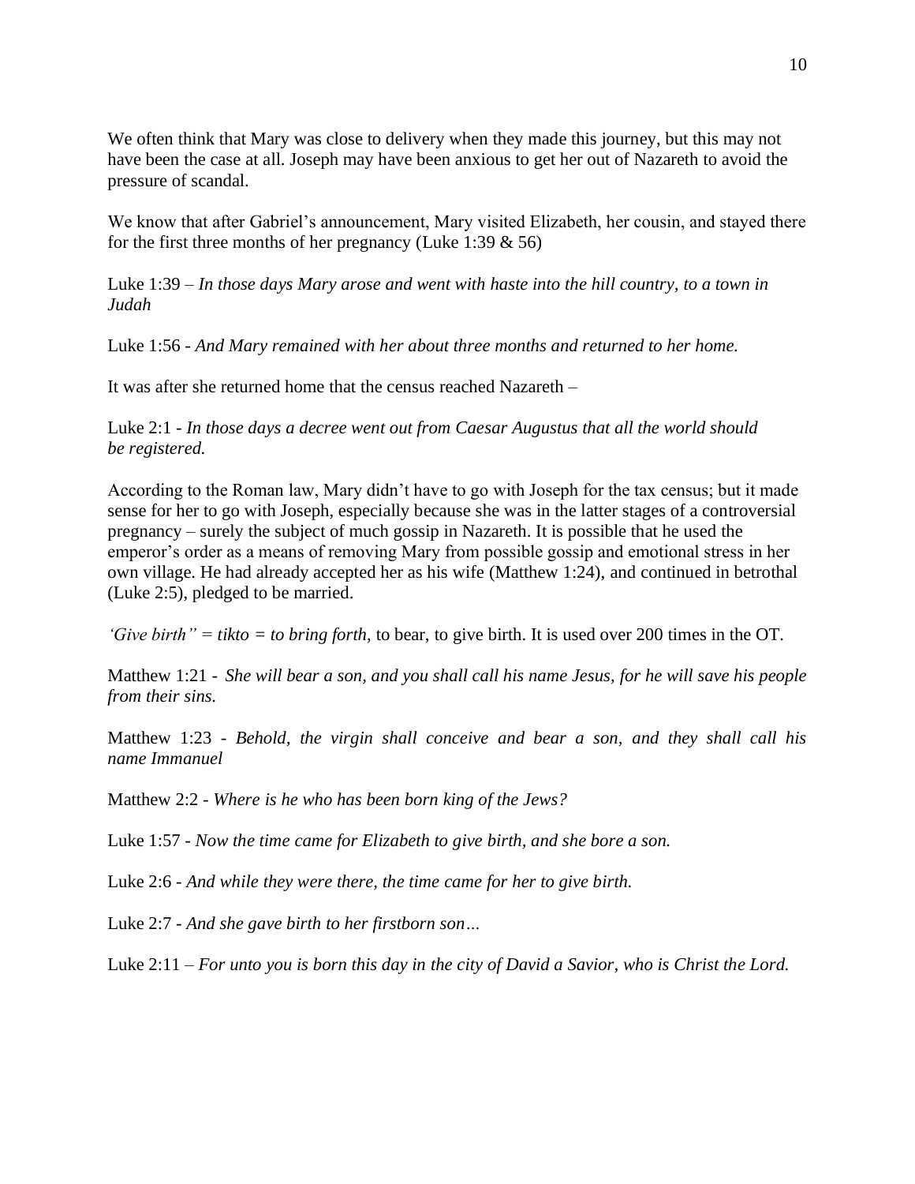We often think that Mary was close to delivery when they made this journey, but this may not have been the case at all. Joseph may have been anxious to get her out of Nazareth to avoid the pressure of scandal.

We know that after Gabriel's announcement, Mary visited Elizabeth, her cousin, and stayed there for the first three months of her pregnancy (Luke 1:39 & 56)

Luke 1:39 – *In those days Mary arose and went with haste into the hill country, to a town in Judah*

Luke 1:56 - *And Mary remained with her about three months and returned to her home.*

It was after she returned home that the census reached Nazareth –

Luke 2:1 - *In those days a decree went out from Caesar Augustus that all the world should be registered.*

According to the Roman law, Mary didn't have to go with Joseph for the tax census; but it made sense for her to go with Joseph, especially because she was in the latter stages of a controversial pregnancy – surely the subject of much gossip in Nazareth. It is possible that he used the emperor's order as a means of removing Mary from possible gossip and emotional stress in her own village. He had already accepted her as his wife (Matthew 1:24), and continued in betrothal (Luke 2:5), pledged to be married.

*'Give birth" = tikto = to bring forth,* to bear, to give birth. It is used over 200 times in the OT.

Matthew 1:21 - *She will bear a son, and you shall call his name Jesus, for he will save his people from their sins.*

Matthew 1:23 - *Behold, the virgin shall conceive and bear a son, and they shall call his name Immanuel*

Matthew 2:2 - *Where is he who has been born king of the Jews?*

Luke 1:57 - *Now the time came for Elizabeth to give birth, and she bore a son.*

Luke 2:6 - *And while they were there, the time came for her to give birth.*

Luke 2:7 - *And she gave birth to her firstborn son…*

Luke 2:11 – *For unto you is born this day in the city of David a Savior, who is Christ the Lord.*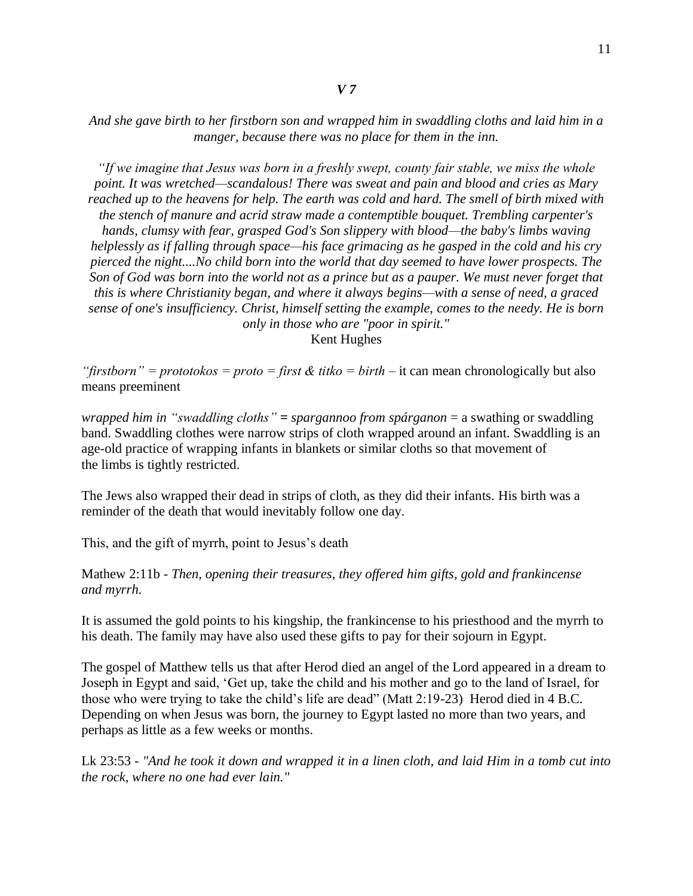### *V 7*

*And she gave birth to her firstborn son and wrapped him in swaddling cloths and laid him in a manger, because there was no place for them in the inn.*

*"If we imagine that Jesus was born in a freshly swept, county fair stable, we miss the whole point. It was wretched—scandalous! There was sweat and pain and blood and cries as Mary reached up to the heavens for help. The earth was cold and hard. The smell of birth mixed with the stench of manure and acrid straw made a contemptible bouquet. Trembling carpenter's hands, clumsy with fear, grasped God's Son slippery with blood—the baby's limbs waving helplessly as if falling through space—his face grimacing as he gasped in the cold and his cry pierced the night....No child born into the world that day seemed to have lower prospects. The Son of God was born into the world not as a prince but as a pauper. We must never forget that this is where Christianity began, and where it always begins—with a sense of need, a graced sense of one's insufficiency. Christ, himself setting the example, comes to the needy. He is born only in those who are "poor in spirit."*
Kent Hughes

*"firstborn" = prototokos = proto = first & titko = birth* – it can mean chronologically but also means preeminent

*wrapped him in "swaddling cloths" = spargannoo from spárganon* = a swathing or swaddling band. Swaddling clothes were narrow strips of cloth wrapped around an infant. Swaddling is an age-old practice of wrapping infants in blankets or similar cloths so that movement of the limbs is tightly restricted.

The Jews also wrapped their dead in strips of cloth, as they did their infants. His birth was a reminder of the death that would inevitably follow one day.

This, and the gift of myrrh, point to Jesus's death

Mathew 2:11b - *Then, opening their treasures, they offered him gifts, gold and frankincense and myrrh.*

It is assumed the gold points to his kingship, the frankincense to his priesthood and the myrrh to his death. The family may have also used these gifts to pay for their sojourn in Egypt.

The gospel of Matthew tells us that after Herod died an angel of the Lord appeared in a dream to Joseph in Egypt and said, 'Get up, take the child and his mother and go to the land of Israel, for those who were trying to take the child's life are dead" (Matt 2:19-23) Herod died in 4 B.C. Depending on when Jesus was born, the journey to Egypt lasted no more than two years, and perhaps as little as a few weeks or months.

Lk 23:53 - *"And he took it down and wrapped it in a linen cloth, and laid Him in a tomb cut into the rock, where no one had ever lain."*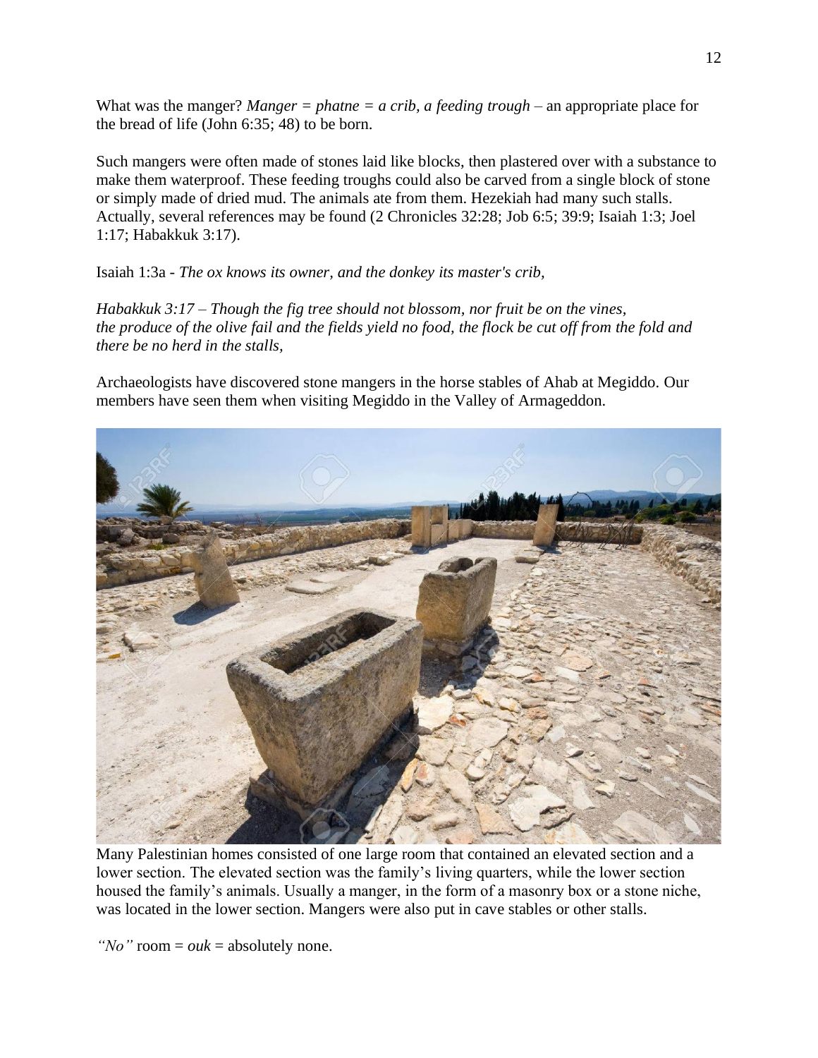What was the manger? *Manger = phatne = a crib, a feeding trough* – an appropriate place for the bread of life (John 6:35; 48) to be born.

Such mangers were often made of stones laid like blocks, then plastered over with a substance to make them waterproof. These feeding troughs could also be carved from a single block of stone or simply made of dried mud. The animals ate from them. Hezekiah had many such stalls. Actually, several references may be found (2 Chronicles 32:28; Job 6:5; 39:9; Isaiah 1:3; Joel 1:17; Habakkuk 3:17).

Isaiah 1:3a - *The ox knows its owner, and the donkey its master's crib,*

*Habakkuk 3:17 – Though the fig tree should not blossom, nor fruit be on the vines, the produce of the olive fail and the fields yield no food, the flock be cut off from the fold and there be no herd in the stalls,*

Archaeologists have discovered stone mangers in the horse stables of Ahab at Megiddo. Our members have seen them when visiting Megiddo in the Valley of Armageddon.

Many Palestinian homes consisted of one large room that contained an elevated section and a lower section. The elevated section was the family's living quarters, while the lower section housed the family's animals. Usually a manger, in the form of a masonry box or a stone niche, was located in the lower section. Mangers were also put in cave stables or other stalls.

*"No"* room = *ouk* = absolutely none.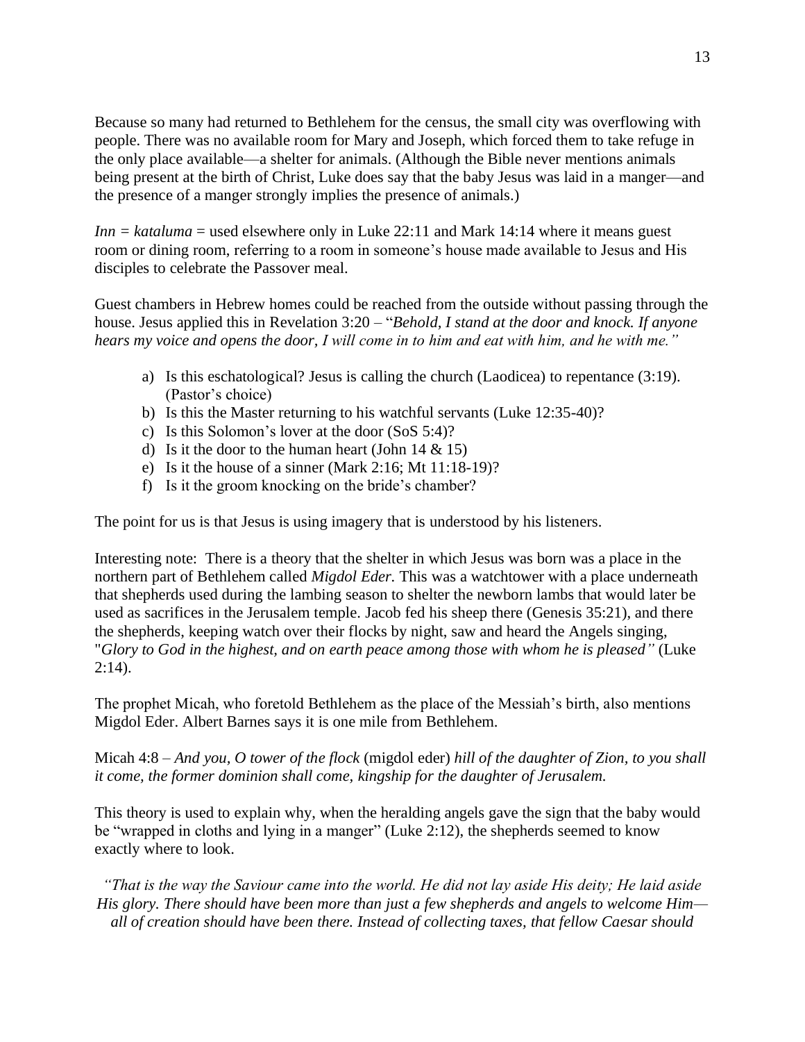Because so many had returned to Bethlehem for the census, the small city was overflowing with people. There was no available room for Mary and Joseph, which forced them to take refuge in the only place available—a shelter for animals. (Although the Bible never mentions animals being present at the birth of Christ, Luke does say that the baby Jesus was laid in a manger—and the presence of a manger strongly implies the presence of animals.)

*Inn = kataluma* = used elsewhere only in Luke 22:11 and Mark 14:14 where it means guest room or dining room, referring to a room in someone's house made available to Jesus and His disciples to celebrate the Passover meal.

Guest chambers in Hebrew homes could be reached from the outside without passing through the house. Jesus applied this in Revelation 3:20 – "*Behold, I stand at the door and knock. If anyone hears my voice and opens the door, I will come in to him and eat with him, and he with me."*

a) Is this eschatological? Jesus is calling the church (Laodicea) to repentance (3:19). (Pastor's choice)
b) Is this the Master returning to his watchful servants (Luke 12:35-40)?
c) Is this Solomon's lover at the door (SoS 5:4)?
d) Is it the door to the human heart (John 14 & 15)
e) Is it the house of a sinner (Mark 2:16; Mt 11:18-19)?
f) Is it the groom knocking on the bride's chamber?

The point for us is that Jesus is using imagery that is understood by his listeners.

Interesting note: There is a theory that the shelter in which Jesus was born was a place in the northern part of Bethlehem called *Migdol Eder.* This was a watchtower with a place underneath that shepherds used during the lambing season to shelter the newborn lambs that would later be used as sacrifices in the Jerusalem temple. Jacob fed his sheep there (Genesis 35:21), and there the shepherds, keeping watch over their flocks by night, saw and heard the Angels singing, "*Glory to God in the highest, and on earth peace among those with whom he is pleased"* (Luke 2:14).

The prophet Micah, who foretold Bethlehem as the place of the Messiah's birth, also mentions Migdol Eder. Albert Barnes says it is one mile from Bethlehem.

Micah 4:8 – *And you, O tower of the flock* (migdol eder) *hill of the daughter of Zion, to you shall it come, the former dominion shall come, kingship for the daughter of Jerusalem.*

This theory is used to explain why, when the heralding angels gave the sign that the baby would be "wrapped in cloths and lying in a manger" (Luke 2:12), the shepherds seemed to know exactly where to look.

*"That is the way the Saviour came into the world. He did not lay aside His deity; He laid aside His glory. There should have been more than just a few shepherds and angels to welcome Him—all of creation should have been there. Instead of collecting taxes, that fellow Caesar should*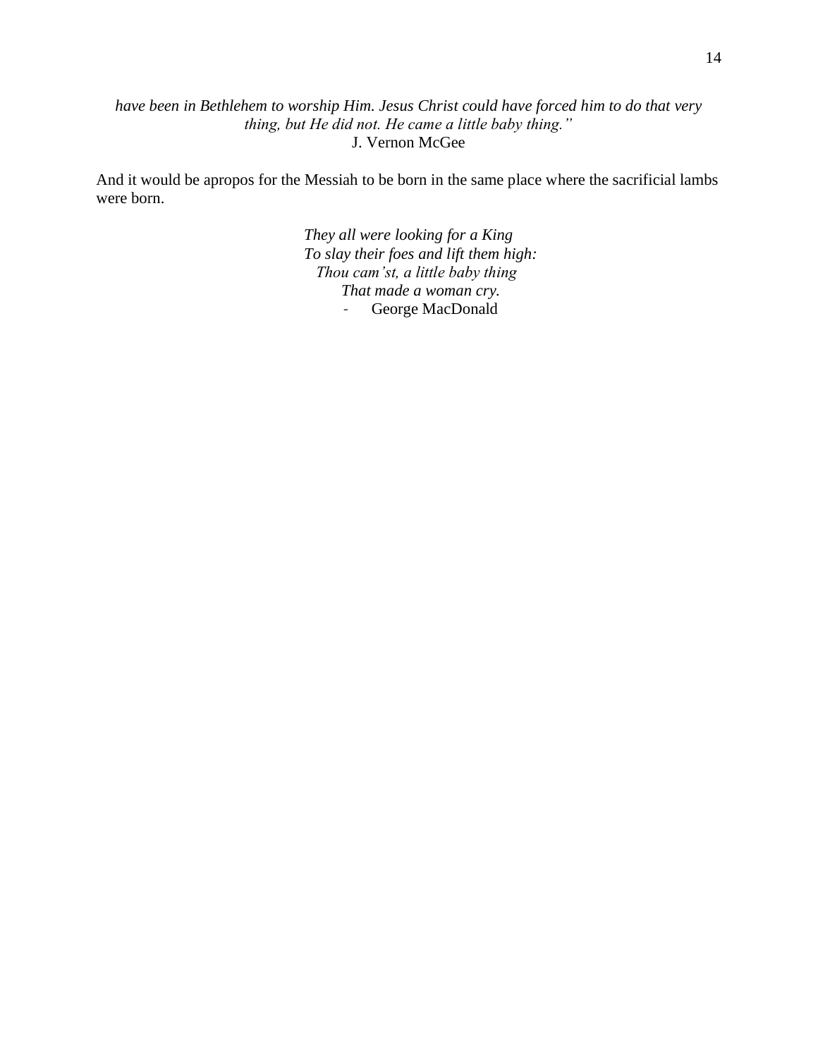*have been in Bethlehem to worship Him. Jesus Christ could have forced him to do that very thing, but He did not. He came a little baby thing."*
J. Vernon McGee

And it would be apropos for the Messiah to be born in the same place where the sacrificial lambs were born.

*They all were looking for a King*
*To slay their foes and lift them high:*
*Thou cam'st, a little baby thing*
*That made a woman cry.*
- George MacDonald